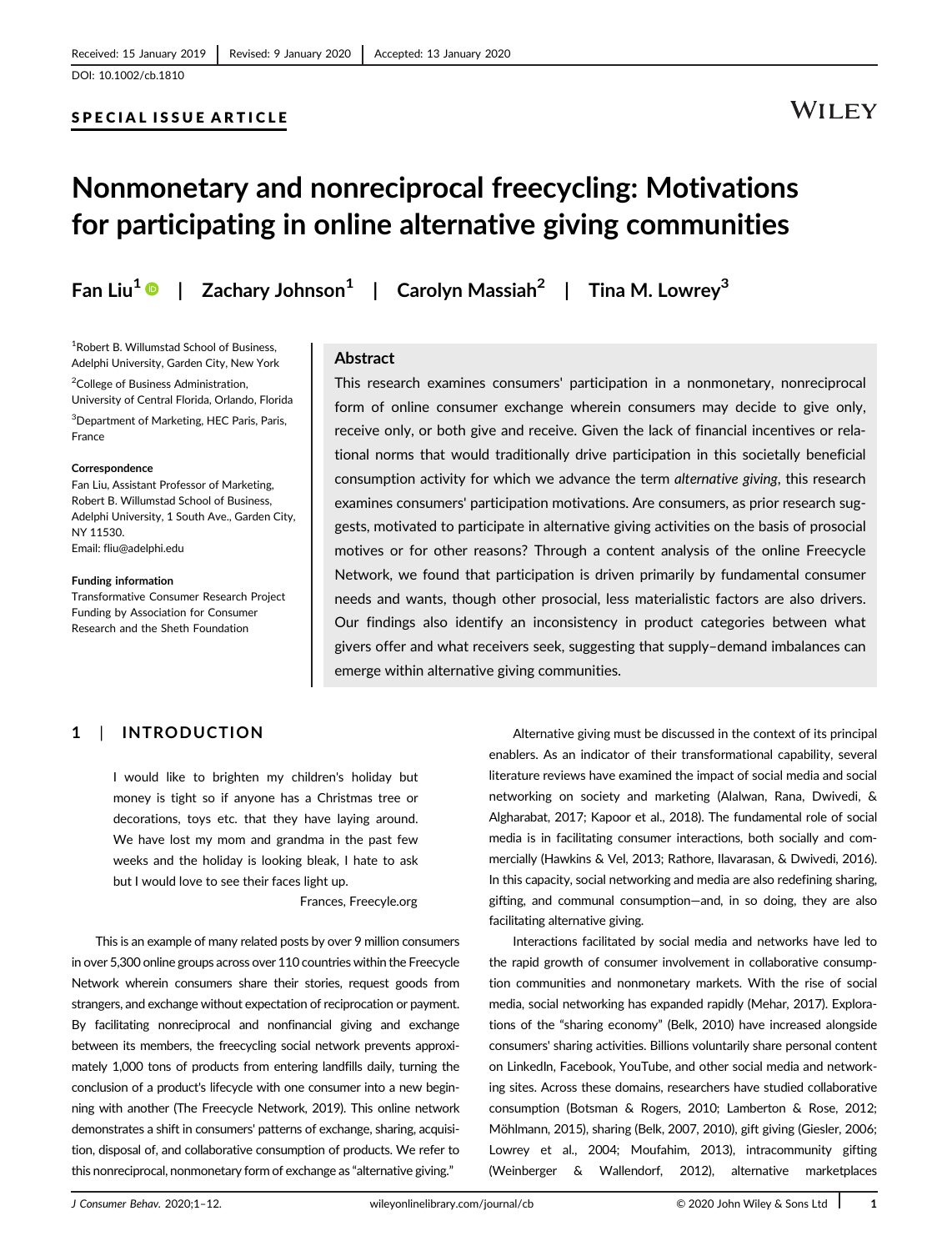Received: 15 January 2019 | Revised: 9 January 2020 | Accepted: 13 January 2020

DOI: 10.1002/cb.1810

SPECIAL ISSUE ARTICLE

# Nonmonetary and nonreciprocal freecycling: Motivations for participating in online alternative giving communities

**Fan Liu[1] | Zachary Johnson[1] | Carolyn Massiah[2] | Tina M. Lowrey[3]**

[1]Robert B. Willumstad School of Business, Adelphi University, Garden City, New York

[2]College of Business Administration, University of Central Florida, Orlando, Florida

[3]Department of Marketing, HEC Paris, Paris, France

**Correspondence**
Fan Liu, Assistant Professor of Marketing, Robert B. Willumstad School of Business, Adelphi University, 1 South Ave., Garden City, NY 11530.
Email: fliu@adelphi.edu

**Funding information**
Transformative Consumer Research Project Funding by Association for Consumer Research and the Sheth Foundation

## Abstract

This research examines consumers' participation in a nonmonetary, nonreciprocal form of online consumer exchange wherein consumers may decide to give only, receive only, or both give and receive. Given the lack of financial incentives or relational norms that would traditionally drive participation in this societally beneficial consumption activity for which we advance the term *alternative giving*, this research examines consumers' participation motivations. Are consumers, as prior research suggests, motivated to participate in alternative giving activities on the basis of prosocial motives or for other reasons? Through a content analysis of the online Freecycle Network, we found that participation is driven primarily by fundamental consumer needs and wants, though other prosocial, less materialistic factors are also drivers. Our findings also identify an inconsistency in product categories between what givers offer and what receivers seek, suggesting that supply–demand imbalances can emerge within alternative giving communities.

## 1 | INTRODUCTION

> I would like to brighten my children's holiday but money is tight so if anyone has a Christmas tree or decorations, toys etc. that they have laying around. We have lost my mom and grandma in the past few weeks and the holiday is looking bleak, I hate to ask but I would love to see their faces light up.
>
> Frances, Freecyle.org

This is an example of many related posts by over 9 million consumers in over 5,300 online groups across over 110 countries within the Freecycle Network wherein consumers share their stories, request goods from strangers, and exchange without expectation of reciprocation or payment. By facilitating nonreciprocal and nonfinancial giving and exchange between its members, the freecycling social network prevents approximately 1,000 tons of products from entering landfills daily, turning the conclusion of a product's lifecycle with one consumer into a new beginning with another (The Freecycle Network, 2019). This online network demonstrates a shift in consumers' patterns of exchange, sharing, acquisition, disposal of, and collaborative consumption of products. We refer to this nonreciprocal, nonmonetary form of exchange as "alternative giving."

Alternative giving must be discussed in the context of its principal enablers. As an indicator of their transformational capability, several literature reviews have examined the impact of social media and social networking on society and marketing (Alalwan, Rana, Dwivedi, & Algharabat, 2017; Kapoor et al., 2018). The fundamental role of social media is in facilitating consumer interactions, both socially and commercially (Hawkins & Vel, 2013; Rathore, Ilavarasan, & Dwivedi, 2016). In this capacity, social networking and media are also redefining sharing, gifting, and communal consumption—and, in so doing, they are also facilitating alternative giving.

Interactions facilitated by social media and networks have led to the rapid growth of consumer involvement in collaborative consumption communities and nonmonetary markets. With the rise of social media, social networking has expanded rapidly (Mehar, 2017). Explorations of the "sharing economy" (Belk, 2010) have increased alongside consumers' sharing activities. Billions voluntarily share personal content on LinkedIn, Facebook, YouTube, and other social media and networking sites. Across these domains, researchers have studied collaborative consumption (Botsman & Rogers, 2010; Lamberton & Rose, 2012; Möhlmann, 2015), sharing (Belk, 2007, 2010), gift giving (Giesler, 2006; Lowrey et al., 2004; Moufahim, 2013), intracommunity gifting (Weinberger & Wallendorf, 2012), alternative marketplaces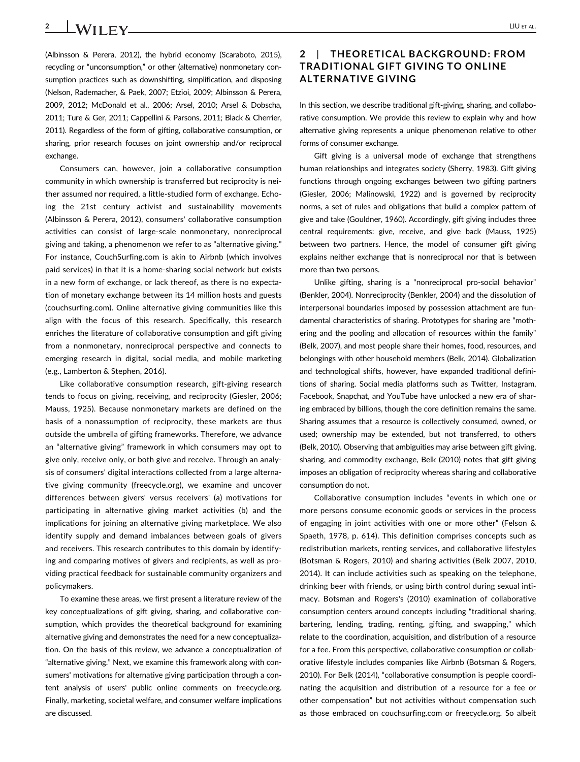(Albinsson & Perera, 2012), the hybrid economy (Scaraboto, 2015), recycling or "unconsumption," or other (alternative) nonmonetary consumption practices such as downshifting, simplification, and disposing (Nelson, Rademacher, & Paek, 2007; Etzioi, 2009; Albinsson & Perera, 2009, 2012; McDonald et al., 2006; Arsel, 2010; Arsel & Dobscha, 2011; Ture & Ger, 2011; Cappellini & Parsons, 2011; Black & Cherrier, 2011). Regardless of the form of gifting, collaborative consumption, or sharing, prior research focuses on joint ownership and/or reciprocal exchange.

Consumers can, however, join a collaborative consumption community in which ownership is transferred but reciprocity is neither assumed nor required, a little-studied form of exchange. Echoing the 21st century activist and sustainability movements (Albinsson & Perera, 2012), consumers' collaborative consumption activities can consist of large-scale nonmonetary, nonreciprocal giving and taking, a phenomenon we refer to as "alternative giving." For instance, CouchSurfing.com is akin to Airbnb (which involves paid services) in that it is a home-sharing social network but exists in a new form of exchange, or lack thereof, as there is no expectation of monetary exchange between its 14 million hosts and guests (couchsurfing.com). Online alternative giving communities like this align with the focus of this research. Specifically, this research enriches the literature of collaborative consumption and gift giving from a nonmonetary, nonreciprocal perspective and connects to emerging research in digital, social media, and mobile marketing (e.g., Lamberton & Stephen, 2016).

Like collaborative consumption research, gift-giving research tends to focus on giving, receiving, and reciprocity (Giesler, 2006; Mauss, 1925). Because nonmonetary markets are defined on the basis of a nonassumption of reciprocity, these markets are thus outside the umbrella of gifting frameworks. Therefore, we advance an "alternative giving" framework in which consumers may opt to give only, receive only, or both give and receive. Through an analysis of consumers' digital interactions collected from a large alternative giving community (freecycle.org), we examine and uncover differences between givers' versus receivers' (a) motivations for participating in alternative giving market activities (b) and the implications for joining an alternative giving marketplace. We also identify supply and demand imbalances between goals of givers and receivers. This research contributes to this domain by identifying and comparing motives of givers and recipients, as well as providing practical feedback for sustainable community organizers and policymakers.

To examine these areas, we first present a literature review of the key conceptualizations of gift giving, sharing, and collaborative consumption, which provides the theoretical background for examining alternative giving and demonstrates the need for a new conceptualization. On the basis of this review, we advance a conceptualization of "alternative giving." Next, we examine this framework along with consumers' motivations for alternative giving participation through a content analysis of users' public online comments on freecycle.org. Finally, marketing, societal welfare, and consumer welfare implications are discussed.

## 2 | THEORETICAL BACKGROUND: FROM TRADITIONAL GIFT GIVING TO ONLINE ALTERNATIVE GIVING

In this section, we describe traditional gift-giving, sharing, and collaborative consumption. We provide this review to explain why and how alternative giving represents a unique phenomenon relative to other forms of consumer exchange.

Gift giving is a universal mode of exchange that strengthens human relationships and integrates society (Sherry, 1983). Gift giving functions through ongoing exchanges between two gifting partners (Giesler, 2006; Malinowski, 1922) and is governed by reciprocity norms, a set of rules and obligations that build a complex pattern of give and take (Gouldner, 1960). Accordingly, gift giving includes three central requirements: give, receive, and give back (Mauss, 1925) between two partners. Hence, the model of consumer gift giving explains neither exchange that is nonreciprocal nor that is between more than two persons.

Unlike gifting, sharing is a "nonreciprocal pro-social behavior" (Benkler, 2004). Nonreciprocity (Benkler, 2004) and the dissolution of interpersonal boundaries imposed by possession attachment are fundamental characteristics of sharing. Prototypes for sharing are "mothering and the pooling and allocation of resources within the family" (Belk, 2007), and most people share their homes, food, resources, and belongings with other household members (Belk, 2014). Globalization and technological shifts, however, have expanded traditional definitions of sharing. Social media platforms such as Twitter, Instagram, Facebook, Snapchat, and YouTube have unlocked a new era of sharing embraced by billions, though the core definition remains the same. Sharing assumes that a resource is collectively consumed, owned, or used; ownership may be extended, but not transferred, to others (Belk, 2010). Observing that ambiguities may arise between gift giving, sharing, and commodity exchange, Belk (2010) notes that gift giving imposes an obligation of reciprocity whereas sharing and collaborative consumption do not.

Collaborative consumption includes "events in which one or more persons consume economic goods or services in the process of engaging in joint activities with one or more other" (Felson & Spaeth, 1978, p. 614). This definition comprises concepts such as redistribution markets, renting services, and collaborative lifestyles (Botsman & Rogers, 2010) and sharing activities (Belk 2007, 2010, 2014). It can include activities such as speaking on the telephone, drinking beer with friends, or using birth control during sexual intimacy. Botsman and Rogers's (2010) examination of collaborative consumption centers around concepts including "traditional sharing, bartering, lending, trading, renting, gifting, and swapping," which relate to the coordination, acquisition, and distribution of a resource for a fee. From this perspective, collaborative consumption or collaborative lifestyle includes companies like Airbnb (Botsman & Rogers, 2010). For Belk (2014), "collaborative consumption is people coordinating the acquisition and distribution of a resource for a fee or other compensation" but not activities without compensation such as those embraced on couchsurfing.com or freecycle.org. So albeit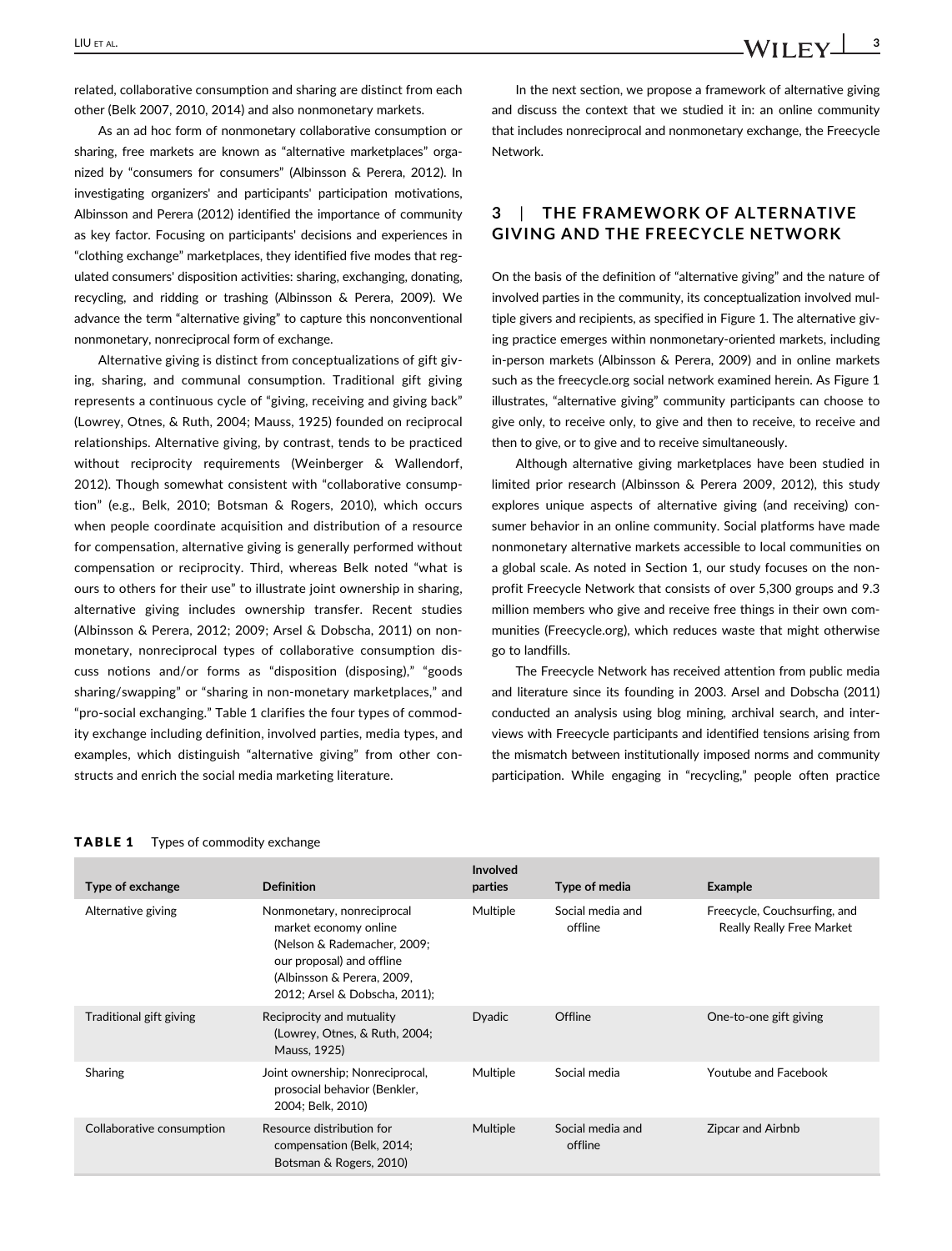related, collaborative consumption and sharing are distinct from each other (Belk 2007, 2010, 2014) and also nonmonetary markets.

As an ad hoc form of nonmonetary collaborative consumption or sharing, free markets are known as "alternative marketplaces" organized by "consumers for consumers" (Albinsson & Perera, 2012). In investigating organizers' and participants' participation motivations, Albinsson and Perera (2012) identified the importance of community as key factor. Focusing on participants' decisions and experiences in "clothing exchange" marketplaces, they identified five modes that regulated consumers' disposition activities: sharing, exchanging, donating, recycling, and ridding or trashing (Albinsson & Perera, 2009). We advance the term "alternative giving" to capture this nonconventional nonmonetary, nonreciprocal form of exchange.

Alternative giving is distinct from conceptualizations of gift giving, sharing, and communal consumption. Traditional gift giving represents a continuous cycle of "giving, receiving and giving back" (Lowrey, Otnes, & Ruth, 2004; Mauss, 1925) founded on reciprocal relationships. Alternative giving, by contrast, tends to be practiced without reciprocity requirements (Weinberger & Wallendorf, 2012). Though somewhat consistent with "collaborative consumption" (e.g., Belk, 2010; Botsman & Rogers, 2010), which occurs when people coordinate acquisition and distribution of a resource for compensation, alternative giving is generally performed without compensation or reciprocity. Third, whereas Belk noted "what is ours to others for their use" to illustrate joint ownership in sharing, alternative giving includes ownership transfer. Recent studies (Albinsson & Perera, 2012; 2009; Arsel & Dobscha, 2011) on nonmonetary, nonreciprocal types of collaborative consumption discuss notions and/or forms as "disposition (disposing)," "goods sharing/swapping" or "sharing in non-monetary marketplaces," and "pro-social exchanging." Table 1 clarifies the four types of commodity exchange including definition, involved parties, media types, and examples, which distinguish "alternative giving" from other constructs and enrich the social media marketing literature.

In the next section, we propose a framework of alternative giving and discuss the context that we studied it in: an online community that includes nonreciprocal and nonmonetary exchange, the Freecycle Network.

## 3 | THE FRAMEWORK OF ALTERNATIVE GIVING AND THE FREECYCLE NETWORK

On the basis of the definition of "alternative giving" and the nature of involved parties in the community, its conceptualization involved multiple givers and recipients, as specified in Figure 1. The alternative giving practice emerges within nonmonetary-oriented markets, including in-person markets (Albinsson & Perera, 2009) and in online markets such as the freecycle.org social network examined herein. As Figure 1 illustrates, "alternative giving" community participants can choose to give only, to receive only, to give and then to receive, to receive and then to give, or to give and to receive simultaneously.

Although alternative giving marketplaces have been studied in limited prior research (Albinsson & Perera 2009, 2012), this study explores unique aspects of alternative giving (and receiving) consumer behavior in an online community. Social platforms have made nonmonetary alternative markets accessible to local communities on a global scale. As noted in Section 1, our study focuses on the nonprofit Freecycle Network that consists of over 5,300 groups and 9.3 million members who give and receive free things in their own communities (Freecycle.org), which reduces waste that might otherwise go to landfills.

The Freecycle Network has received attention from public media and literature since its founding in 2003. Arsel and Dobscha (2011) conducted an analysis using blog mining, archival search, and interviews with Freecycle participants and identified tensions arising from the mismatch between institutionally imposed norms and community participation. While engaging in "recycling," people often practice

**TABLE 1** Types of commodity exchange

| Type of exchange | Definition | Involved parties | Type of media | Example |
|---|---|---|---|---|
| Alternative giving | Nonmonetary, nonreciprocal market economy online (Nelson & Rademacher, 2009; our proposal) and offline (Albinsson & Perera, 2009, 2012; Arsel & Dobscha, 2011); | Multiple | Social media and offline | Freecycle, Couchsurfing, and Really Really Free Market |
| Traditional gift giving | Reciprocity and mutuality (Lowrey, Otnes, & Ruth, 2004; Mauss, 1925) | Dyadic | Offline | One-to-one gift giving |
| Sharing | Joint ownership; Nonreciprocal, prosocial behavior (Benkler, 2004; Belk, 2010) | Multiple | Social media | Youtube and Facebook |
| Collaborative consumption | Resource distribution for compensation (Belk, 2014; Botsman & Rogers, 2010) | Multiple | Social media and offline | Zipcar and Airbnb |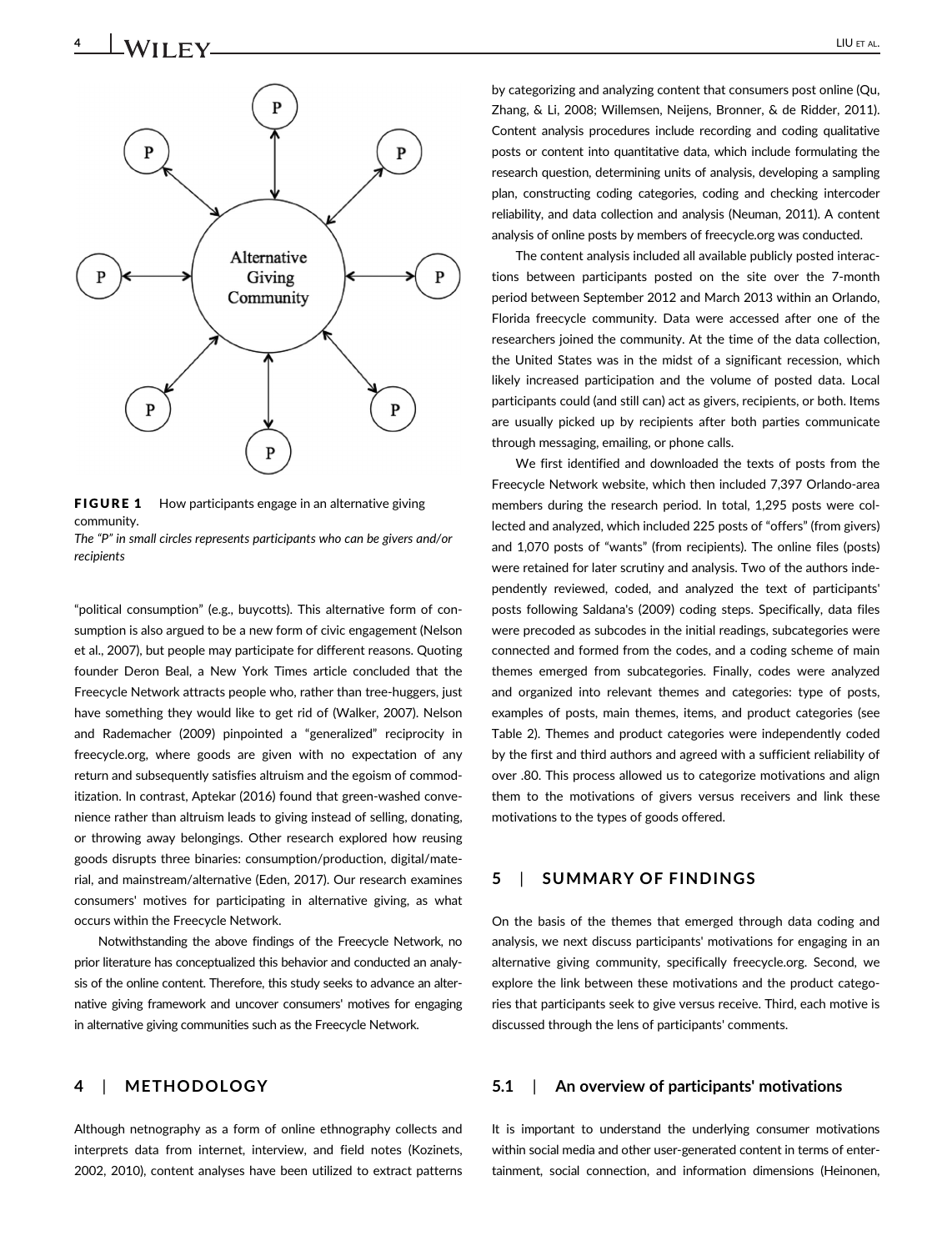FIGURE 1 How participants engage in an alternative giving community.
*The "P" in small circles represents participants who can be givers and/or recipients*

"political consumption" (e.g., buycotts). This alternative form of consumption is also argued to be a new form of civic engagement (Nelson et al., 2007), but people may participate for different reasons. Quoting founder Deron Beal, a New York Times article concluded that the Freecycle Network attracts people who, rather than tree-huggers, just have something they would like to get rid of (Walker, 2007). Nelson and Rademacher (2009) pinpointed a "generalized" reciprocity in freecycle.org, where goods are given with no expectation of any return and subsequently satisfies altruism and the egoism of commoditization. In contrast, Aptekar (2016) found that green-washed convenience rather than altruism leads to giving instead of selling, donating, or throwing away belongings. Other research explored how reusing goods disrupts three binaries: consumption/production, digital/material, and mainstream/alternative (Eden, 2017). Our research examines consumers' motives for participating in alternative giving, as what occurs within the Freecycle Network.

Notwithstanding the above findings of the Freecycle Network, no prior literature has conceptualized this behavior and conducted an analysis of the online content. Therefore, this study seeks to advance an alternative giving framework and uncover consumers' motives for engaging in alternative giving communities such as the Freecycle Network.

## 4 | METHODOLOGY

Although netnography as a form of online ethnography collects and interprets data from internet, interview, and field notes (Kozinets, 2002, 2010), content analyses have been utilized to extract patterns by categorizing and analyzing content that consumers post online (Qu, Zhang, & Li, 2008; Willemsen, Neijens, Bronner, & de Ridder, 2011). Content analysis procedures include recording and coding qualitative posts or content into quantitative data, which include formulating the research question, determining units of analysis, developing a sampling plan, constructing coding categories, coding and checking intercoder reliability, and data collection and analysis (Neuman, 2011). A content analysis of online posts by members of freecycle.org was conducted.

The content analysis included all available publicly posted interactions between participants posted on the site over the 7-month period between September 2012 and March 2013 within an Orlando, Florida freecycle community. Data were accessed after one of the researchers joined the community. At the time of the data collection, the United States was in the midst of a significant recession, which likely increased participation and the volume of posted data. Local participants could (and still can) act as givers, recipients, or both. Items are usually picked up by recipients after both parties communicate through messaging, emailing, or phone calls.

We first identified and downloaded the texts of posts from the Freecycle Network website, which then included 7,397 Orlando-area members during the research period. In total, 1,295 posts were collected and analyzed, which included 225 posts of "offers" (from givers) and 1,070 posts of "wants" (from recipients). The online files (posts) were retained for later scrutiny and analysis. Two of the authors independently reviewed, coded, and analyzed the text of participants' posts following Saldana's (2009) coding steps. Specifically, data files were precoded as subcodes in the initial readings, subcategories were connected and formed from the codes, and a coding scheme of main themes emerged from subcategories. Finally, codes were analyzed and organized into relevant themes and categories: type of posts, examples of posts, main themes, items, and product categories (see Table 2). Themes and product categories were independently coded by the first and third authors and agreed with a sufficient reliability of over .80. This process allowed us to categorize motivations and align them to the motivations of givers versus receivers and link these motivations to the types of goods offered.

## 5 | SUMMARY OF FINDINGS

On the basis of the themes that emerged through data coding and analysis, we next discuss participants' motivations for engaging in an alternative giving community, specifically freecycle.org. Second, we explore the link between these motivations and the product categories that participants seek to give versus receive. Third, each motive is discussed through the lens of participants' comments.

### 5.1 | An overview of participants' motivations

It is important to understand the underlying consumer motivations within social media and other user-generated content in terms of entertainment, social connection, and information dimensions (Heinonen,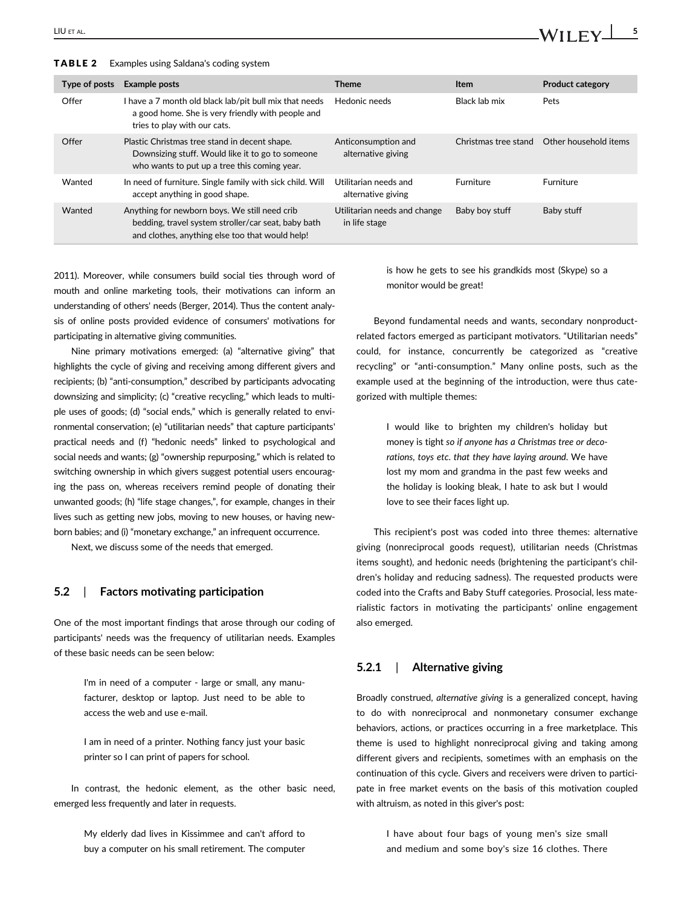**TABLE 2** Examples using Saldana's coding system

| Type of posts | Example posts | Theme | Item | Product category |
|---|---|---|---|---|
| Offer | I have a 7 month old black lab/pit bull mix that needs a good home. She is very friendly with people and tries to play with our cats. | Hedonic needs | Black lab mix | Pets |
| Offer | Plastic Christmas tree stand in decent shape. Downsizing stuff. Would like it to go to someone who wants to put up a tree this coming year. | Anticonsumption and alternative giving | Christmas tree stand | Other household items |
| Wanted | In need of furniture. Single family with sick child. Will accept anything in good shape. | Utilitarian needs and alternative giving | Furniture | Furniture |
| Wanted | Anything for newborn boys. We still need crib bedding, travel system stroller/car seat, baby bath and clothes, anything else too that would help! | Utilitarian needs and change in life stage | Baby boy stuff | Baby stuff |

2011). Moreover, while consumers build social ties through word of mouth and online marketing tools, their motivations can inform an understanding of others' needs (Berger, 2014). Thus the content analysis of online posts provided evidence of consumers' motivations for participating in alternative giving communities.

Nine primary motivations emerged: (a) "alternative giving" that highlights the cycle of giving and receiving among different givers and recipients; (b) "anti-consumption," described by participants advocating downsizing and simplicity; (c) "creative recycling," which leads to multiple uses of goods; (d) "social ends," which is generally related to environmental conservation; (e) "utilitarian needs" that capture participants' practical needs and (f) "hedonic needs" linked to psychological and social needs and wants; (g) "ownership repurposing," which is related to switching ownership in which givers suggest potential users encouraging the pass on, whereas receivers remind people of donating their unwanted goods; (h) "life stage changes,", for example, changes in their lives such as getting new jobs, moving to new houses, or having newborn babies; and (i) "monetary exchange," an infrequent occurrence.

Next, we discuss some of the needs that emerged.

### 5.2 | Factors motivating participation

One of the most important findings that arose through our coding of participants' needs was the frequency of utilitarian needs. Examples of these basic needs can be seen below:

> I'm in need of a computer - large or small, any manufacturer, desktop or laptop. Just need to be able to access the web and use e-mail.

> I am in need of a printer. Nothing fancy just your basic printer so I can print of papers for school.

In contrast, the hedonic element, as the other basic need, emerged less frequently and later in requests.

> My elderly dad lives in Kissimmee and can't afford to buy a computer on his small retirement. The computer is how he gets to see his grandkids most (Skype) so a monitor would be great!

Beyond fundamental needs and wants, secondary nonproduct-related factors emerged as participant motivators. "Utilitarian needs" could, for instance, concurrently be categorized as "creative recycling" or "anti-consumption." Many online posts, such as the example used at the beginning of the introduction, were thus categorized with multiple themes:

> I would like to brighten my children's holiday but money is tight *so if anyone has a Christmas tree or decorations, toys etc. that they have laying around*. We have lost my mom and grandma in the past few weeks and the holiday is looking bleak, I hate to ask but I would love to see their faces light up.

This recipient's post was coded into three themes: alternative giving (nonreciprocal goods request), utilitarian needs (Christmas items sought), and hedonic needs (brightening the participant's children's holiday and reducing sadness). The requested products were coded into the Crafts and Baby Stuff categories. Prosocial, less materialistic factors in motivating the participants' online engagement also emerged.

#### 5.2.1 | Alternative giving

Broadly construed, *alternative giving* is a generalized concept, having to do with nonreciprocal and nonmonetary consumer exchange behaviors, actions, or practices occurring in a free marketplace. This theme is used to highlight nonreciprocal giving and taking among different givers and recipients, sometimes with an emphasis on the continuation of this cycle. Givers and receivers were driven to participate in free market events on the basis of this motivation coupled with altruism, as noted in this giver's post:

> I have about four bags of young men's size small and medium and some boy's size 16 clothes. There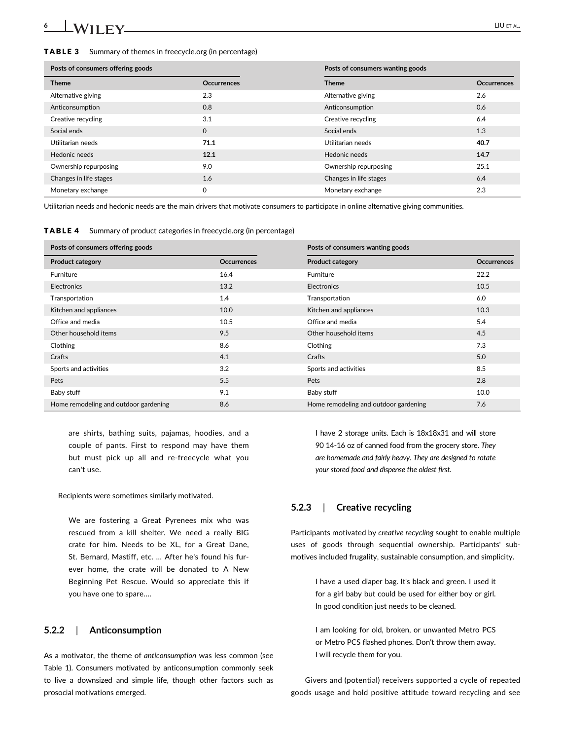**TABLE 3** Summary of themes in freecycle.org (in percentage)

| Posts of consumers offering goods | | Posts of consumers wanting goods | |
|---|---|---|---|
| Theme | Occurrences | Theme | Occurrences |
| Alternative giving | 2.3 | Alternative giving | 2.6 |
| Anticonsumption | 0.8 | Anticonsumption | 0.6 |
| Creative recycling | 3.1 | Creative recycling | 6.4 |
| Social ends | 0 | Social ends | 1.3 |
| Utilitarian needs | **71.1** | Utilitarian needs | **40.7** |
| Hedonic needs | **12.1** | Hedonic needs | **14.7** |
| Ownership repurposing | 9.0 | Ownership repurposing | 25.1 |
| Changes in life stages | 1.6 | Changes in life stages | 6.4 |
| Monetary exchange | 0 | Monetary exchange | 2.3 |

Utilitarian needs and hedonic needs are the main drivers that motivate consumers to participate in online alternative giving communities.

**TABLE 4** Summary of product categories in freecycle.org (in percentage)

| Posts of consumers offering goods | | Posts of consumers wanting goods | |
|---|---|---|---|
| Product category | Occurrences | Product category | Occurrences |
| Furniture | 16.4 | Furniture | 22.2 |
| Electronics | 13.2 | Electronics | 10.5 |
| Transportation | 1.4 | Transportation | 6.0 |
| Kitchen and appliances | 10.0 | Kitchen and appliances | 10.3 |
| Office and media | 10.5 | Office and media | 5.4 |
| Other household items | 9.5 | Other household items | 4.5 |
| Clothing | 8.6 | Clothing | 7.3 |
| Crafts | 4.1 | Crafts | 5.0 |
| Sports and activities | 3.2 | Sports and activities | 8.5 |
| Pets | 5.5 | Pets | 2.8 |
| Baby stuff | 9.1 | Baby stuff | 10.0 |
| Home remodeling and outdoor gardening | 8.6 | Home remodeling and outdoor gardening | 7.6 |

> are shirts, bathing suits, pajamas, hoodies, and a couple of pants. First to respond may have them but must pick up all and re-freecycle what you can't use.

Recipients were sometimes similarly motivated.

> We are fostering a Great Pyrenees mix who was rescued from a kill shelter. We need a really BIG crate for him. Needs to be XL, for a Great Dane, St. Bernard, Mastiff, etc. … After he's found his furever home, the crate will be donated to A New Beginning Pet Rescue. Would so appreciate this if you have one to spare….

### 5.2.2 | Anticonsumption

As a motivator, the theme of *anticonsumption* was less common (see Table 1). Consumers motivated by anticonsumption commonly seek to live a downsized and simple life, though other factors such as prosocial motivations emerged.

> I have 2 storage units. Each is 18x18x31 and will store 90 14-16 oz of canned food from the grocery store. *They are homemade and fairly heavy. They are designed to rotate your stored food and dispense the oldest first.*

### 5.2.3 | Creative recycling

Participants motivated by *creative recycling* sought to enable multiple uses of goods through sequential ownership. Participants' sub-motives included frugality, sustainable consumption, and simplicity.

> I have a used diaper bag. It's black and green. I used it for a girl baby but could be used for either boy or girl. In good condition just needs to be cleaned.

> I am looking for old, broken, or unwanted Metro PCS or Metro PCS flashed phones. Don't throw them away. I will recycle them for you.

Givers and (potential) receivers supported a cycle of repeated goods usage and hold positive attitude toward recycling and see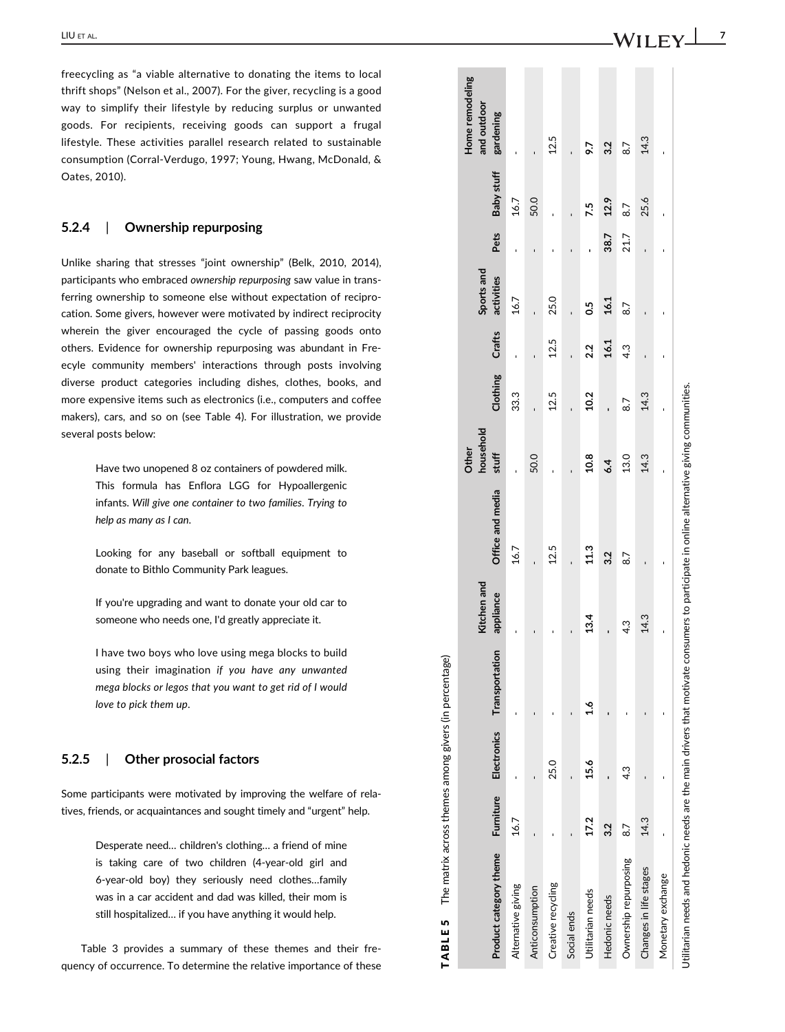freecycling as "a viable alternative to donating the items to local thrift shops" (Nelson et al., 2007). For the giver, recycling is a good way to simplify their lifestyle by reducing surplus or unwanted goods. For recipients, receiving goods can support a frugal lifestyle. These activities parallel research related to sustainable consumption (Corral-Verdugo, 1997; Young, Hwang, McDonald, & Oates, 2010).

### 5.2.4 | Ownership repurposing

Unlike sharing that stresses "joint ownership" (Belk, 2010, 2014), participants who embraced *ownership repurposing* saw value in transferring ownership to someone else without expectation of reciprocation. Some givers, however were motivated by indirect reciprocity wherein the giver encouraged the cycle of passing goods onto others. Evidence for ownership repurposing was abundant in Freecyle community members' interactions through posts involving diverse product categories including dishes, clothes, books, and more expensive items such as electronics (i.e., computers and coffee makers), cars, and so on (see Table 4). For illustration, we provide several posts below:

> Have two unopened 8 oz containers of powdered milk. This formula has Enflora LGG for Hypoallergenic infants. *Will give one container to two families. Trying to help as many as I can.*

> Looking for any baseball or softball equipment to donate to Bithlo Community Park leagues.

> If you're upgrading and want to donate your old car to someone who needs one, I'd greatly appreciate it.

> I have two boys who love using mega blocks to build using their imagination *if you have any unwanted mega blocks or legos that you want to get rid of I would love to pick them up.*

### 5.2.5 | Other prosocial factors

Some participants were motivated by improving the welfare of relatives, friends, or acquaintances and sought timely and "urgent" help.

> Desperate need… children's clothing… a friend of mine is taking care of two children (4-year-old girl and 6-year-old boy) they seriously need clothes…family was in a car accident and dad was killed, their mom is still hospitalized… if you have anything it would help.

Table 3 provides a summary of these themes and their frequency of occurrence. To determine the relative importance of these

**TABLE 5** The matrix across themes among givers (in percentage)

| Product category theme | Furniture | Electronics | Transportation | Kitchen and appliance | Office and media | Other household stuff | Clothing | Crafts | Sports and activities | Pets | Baby stuff | Home remodeling and outdoor gardening |
|---|---|---|---|---|---|---|---|---|---|---|---|---|
| Alternative giving | 16.7 | - | - | - | 16.7 | - | 33.3 | - | 16.7 | - | 16.7 | - |
| Anticonsumption | - | - | - | - | - | 50.0 | - | - | - | - | 50.0 | - |
| Creative recycling | - | 25.0 | - | - | 12.5 | - | 12.5 | 12.5 | 25.0 | - | - | 12.5 |
| Social ends | - | - | - | - | - | - | - | - | - | - | - | - |
| Utilitarian needs | **17.2** | **15.6** | **1.6** | **13.4** | **11.3** | **10.8** | **10.2** | **2.2** | **0.5** | **-** | **7.5** | **9.7** |
| Hedonic needs | **3.2** | **-** | **-** | **-** | **3.2** | **6.4** | **-** | **16.1** | **16.1** | **38.7** | **12.9** | **3.2** |
| Ownership repurposing | 8.7 | 4.3 | - | 4.3 | 8.7 | 13.0 | 8.7 | 4.3 | 8.7 | 21.7 | 8.7 | 8.7 |
| Changes in life stages | 14.3 | - | - | 14.3 | - | 14.3 | 14.3 | - | - | - | 25.6 | 14.3 |
| Monetary exchange | - | - | - | - | - | - | - | - | - | - | - | - |

Utilitarian needs and hedonic needs are the main drivers that motivate consumers to participate in online alternative giving communities.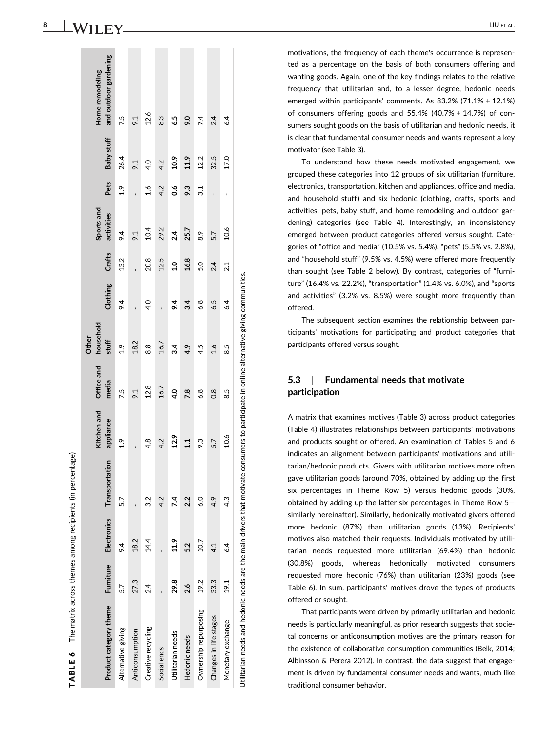**TABLE 6** The matrix across themes among recipients (in percentage)

| Product category theme | Furniture | Electronics | Transportation | Kitchen and appliance | Office and media | Other household stuff | Clothing | Crafts | Sports and activities | Pets | Baby stuff | Home remodeling and outdoor gardening |
|---|---|---|---|---|---|---|---|---|---|---|---|---|
| Alternative giving | 5.7 | 9.4 | 5.7 | 1.9 | 7.5 | 1.9 | 9.4 | 13.2 | 9.4 | 1.9 | 26.4 | 7.5 |
| Anticonsumption | 27.3 | 18.2 | - | - | 9.1 | 18.2 | - | - | 9.1 | - | 9.1 | 9.1 |
| Creative recycling | 2.4 | 14.4 | 3.2 | 4.8 | 12.8 | 8.8 | 4.0 | 20.8 | 10.4 | 1.6 | 4.0 | 12.6 |
| Social ends | - | - | 4.2 | 4.2 | 16.7 | 16.7 | - | 12.5 | 29.2 | 4.2 | 4.2 | 8.3 |
| Utilitarian needs | **29.8** | **11.9** | **7.4** | **12.9** | **4.0** | **3.4** | **9.4** | **1.0** | **2.4** | **0.6** | **10.9** | **6.5** |
| Hedonic needs | **2.6** | **5.2** | **2.2** | **1.1** | **7.8** | **4.9** | **3.4** | **16.8** | **25.7** | **9.3** | **11.9** | **9.0** |
| Ownership repurposing | 19.2 | 10.7 | 6.0 | 9.3 | 6.8 | 4.5 | 6.8 | 5.0 | 8.9 | 3.1 | 12.2 | 7.4 |
| Changes in life stages | 33.3 | 4.1 | 4.9 | 5.7 | 0.8 | 1.6 | 6.5 | 2.4 | 5.7 | - | 32.5 | 2.4 |
| Monetary exchange | 19.1 | 6.4 | 4.3 | 10.6 | 8.5 | 8.5 | 6.4 | 2.1 | 10.6 | - | 17.0 | 6.4 |

Utilitarian needs and hedonic needs are the main drivers that motivate consumers to participate in online alternative giving communities.

motivations, the frequency of each theme's occurrence is represented as a percentage on the basis of both consumers offering and wanting goods. Again, one of the key findings relates to the relative frequency that utilitarian and, to a lesser degree, hedonic needs emerged within participants' comments. As 83.2% (71.1% + 12.1%) of consumers offering goods and 55.4% (40.7% + 14.7%) of consumers sought goods on the basis of utilitarian and hedonic needs, it is clear that fundamental consumer needs and wants represent a key motivator (see Table 3).

To understand how these needs motivated engagement, we grouped these categories into 12 groups of six utilitarian (furniture, electronics, transportation, kitchen and appliances, office and media, and household stuff) and six hedonic (clothing, crafts, sports and activities, pets, baby stuff, and home remodeling and outdoor gardening) categories (see Table 4). Interestingly, an inconsistency emerged between product categories offered versus sought. Categories of "office and media" (10.5% vs. 5.4%), "pets" (5.5% vs. 2.8%), and "household stuff" (9.5% vs. 4.5%) were offered more frequently than sought (see Table 2 below). By contrast, categories of "furniture" (16.4% vs. 22.2%), "transportation" (1.4% vs. 6.0%), and "sports and activities" (3.2% vs. 8.5%) were sought more frequently than offered.

The subsequent section examines the relationship between participants' motivations for participating and product categories that participants offered versus sought.

## 5.3 | Fundamental needs that motivate participation

A matrix that examines motives (Table 3) across product categories (Table 4) illustrates relationships between participants' motivations and products sought or offered. An examination of Tables 5 and 6 indicates an alignment between participants' motivations and utilitarian/hedonic products. Givers with utilitarian motives more often gave utilitarian goods (around 70%, obtained by adding up the first six percentages in Theme Row 5) versus hedonic goods (30%, obtained by adding up the latter six percentages in Theme Row 5—similarly hereinafter). Similarly, hedonically motivated givers offered more hedonic (87%) than utilitarian goods (13%). Recipients' motives also matched their requests. Individuals motivated by utilitarian needs requested more utilitarian (69.4%) than hedonic (30.8%) goods, whereas hedonically motivated consumers requested more hedonic (76%) than utilitarian (23%) goods (see Table 6). In sum, participants' motives drove the types of products offered or sought.

That participants were driven by primarily utilitarian and hedonic needs is particularly meaningful, as prior research suggests that societal concerns or anticonsumption motives are the primary reason for the existence of collaborative consumption communities (Belk, 2014; Albinsson & Perera 2012). In contrast, the data suggest that engagement is driven by fundamental consumer needs and wants, much like traditional consumer behavior.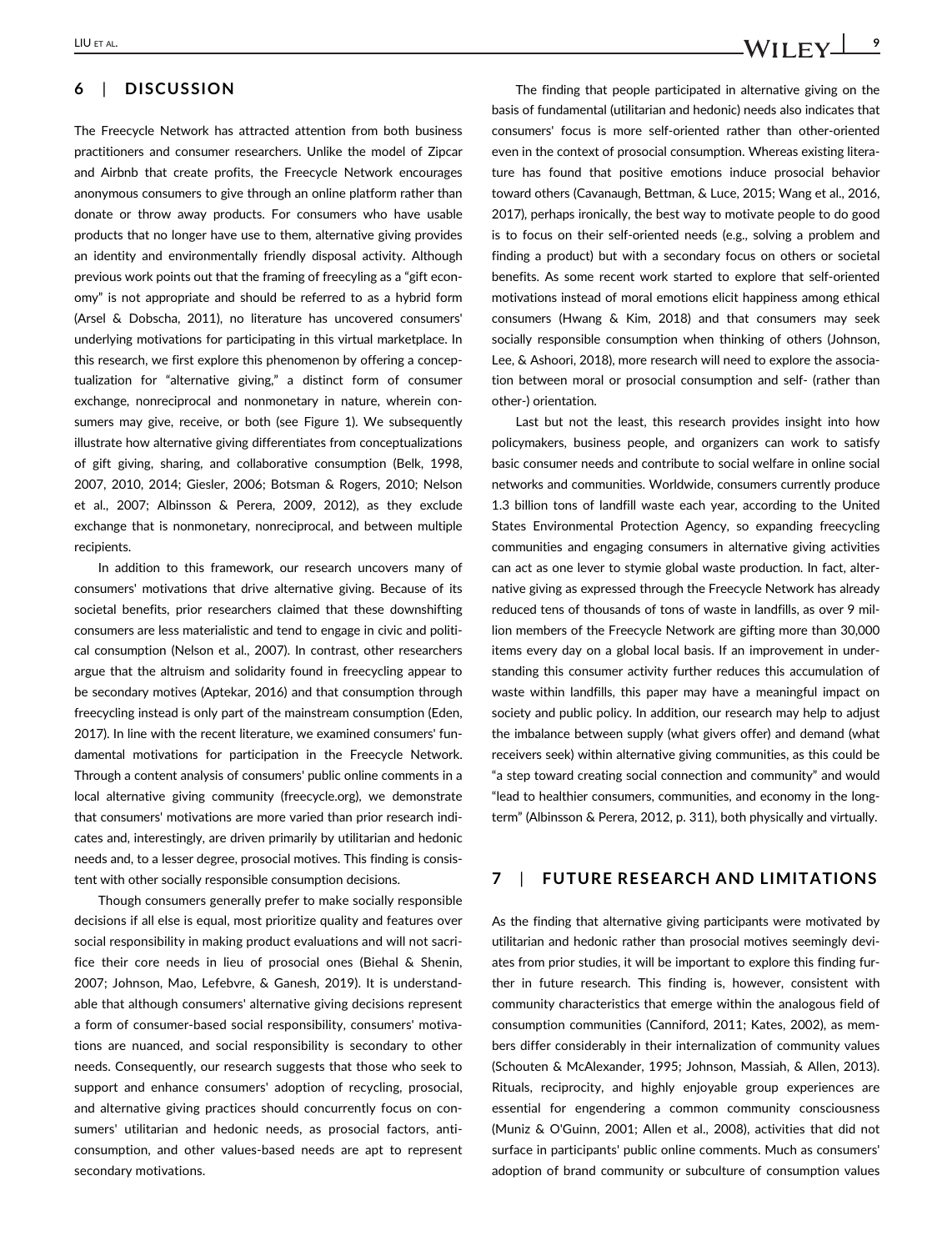## 6 | DISCUSSION

The Freecycle Network has attracted attention from both business practitioners and consumer researchers. Unlike the model of Zipcar and Airbnb that create profits, the Freecycle Network encourages anonymous consumers to give through an online platform rather than donate or throw away products. For consumers who have usable products that no longer have use to them, alternative giving provides an identity and environmentally friendly disposal activity. Although previous work points out that the framing of freecyling as a "gift economy" is not appropriate and should be referred to as a hybrid form (Arsel & Dobscha, 2011), no literature has uncovered consumers' underlying motivations for participating in this virtual marketplace. In this research, we first explore this phenomenon by offering a conceptualization for "alternative giving," a distinct form of consumer exchange, nonreciprocal and nonmonetary in nature, wherein consumers may give, receive, or both (see Figure 1). We subsequently illustrate how alternative giving differentiates from conceptualizations of gift giving, sharing, and collaborative consumption (Belk, 1998, 2007, 2010, 2014; Giesler, 2006; Botsman & Rogers, 2010; Nelson et al., 2007; Albinsson & Perera, 2009, 2012), as they exclude exchange that is nonmonetary, nonreciprocal, and between multiple recipients.

In addition to this framework, our research uncovers many of consumers' motivations that drive alternative giving. Because of its societal benefits, prior researchers claimed that these downshifting consumers are less materialistic and tend to engage in civic and political consumption (Nelson et al., 2007). In contrast, other researchers argue that the altruism and solidarity found in freecycling appear to be secondary motives (Aptekar, 2016) and that consumption through freecycling instead is only part of the mainstream consumption (Eden, 2017). In line with the recent literature, we examined consumers' fundamental motivations for participation in the Freecycle Network. Through a content analysis of consumers' public online comments in a local alternative giving community (freecycle.org), we demonstrate that consumers' motivations are more varied than prior research indicates and, interestingly, are driven primarily by utilitarian and hedonic needs and, to a lesser degree, prosocial motives. This finding is consistent with other socially responsible consumption decisions.

Though consumers generally prefer to make socially responsible decisions if all else is equal, most prioritize quality and features over social responsibility in making product evaluations and will not sacrifice their core needs in lieu of prosocial ones (Biehal & Shenin, 2007; Johnson, Mao, Lefebvre, & Ganesh, 2019). It is understandable that although consumers' alternative giving decisions represent a form of consumer-based social responsibility, consumers' motivations are nuanced, and social responsibility is secondary to other needs. Consequently, our research suggests that those who seek to support and enhance consumers' adoption of recycling, prosocial, and alternative giving practices should concurrently focus on consumers' utilitarian and hedonic needs, as prosocial factors, anticonsumption, and other values-based needs are apt to represent secondary motivations.

The finding that people participated in alternative giving on the basis of fundamental (utilitarian and hedonic) needs also indicates that consumers' focus is more self-oriented rather than other-oriented even in the context of prosocial consumption. Whereas existing literature has found that positive emotions induce prosocial behavior toward others (Cavanaugh, Bettman, & Luce, 2015; Wang et al., 2016, 2017), perhaps ironically, the best way to motivate people to do good is to focus on their self-oriented needs (e.g., solving a problem and finding a product) but with a secondary focus on others or societal benefits. As some recent work started to explore that self-oriented motivations instead of moral emotions elicit happiness among ethical consumers (Hwang & Kim, 2018) and that consumers may seek socially responsible consumption when thinking of others (Johnson, Lee, & Ashoori, 2018), more research will need to explore the association between moral or prosocial consumption and self- (rather than other-) orientation.

Last but not the least, this research provides insight into how policymakers, business people, and organizers can work to satisfy basic consumer needs and contribute to social welfare in online social networks and communities. Worldwide, consumers currently produce 1.3 billion tons of landfill waste each year, according to the United States Environmental Protection Agency, so expanding freecycling communities and engaging consumers in alternative giving activities can act as one lever to stymie global waste production. In fact, alternative giving as expressed through the Freecycle Network has already reduced tens of thousands of tons of waste in landfills, as over 9 million members of the Freecycle Network are gifting more than 30,000 items every day on a global local basis. If an improvement in understanding this consumer activity further reduces this accumulation of waste within landfills, this paper may have a meaningful impact on society and public policy. In addition, our research may help to adjust the imbalance between supply (what givers offer) and demand (what receivers seek) within alternative giving communities, as this could be "a step toward creating social connection and community" and would "lead to healthier consumers, communities, and economy in the long-term" (Albinsson & Perera, 2012, p. 311), both physically and virtually.

## 7 | FUTURE RESEARCH AND LIMITATIONS

As the finding that alternative giving participants were motivated by utilitarian and hedonic rather than prosocial motives seemingly deviates from prior studies, it will be important to explore this finding further in future research. This finding is, however, consistent with community characteristics that emerge within the analogous field of consumption communities (Canniford, 2011; Kates, 2002), as members differ considerably in their internalization of community values (Schouten & McAlexander, 1995; Johnson, Massiah, & Allen, 2013). Rituals, reciprocity, and highly enjoyable group experiences are essential for engendering a common community consciousness (Muniz & O'Guinn, 2001; Allen et al., 2008), activities that did not surface in participants' public online comments. Much as consumers' adoption of brand community or subculture of consumption values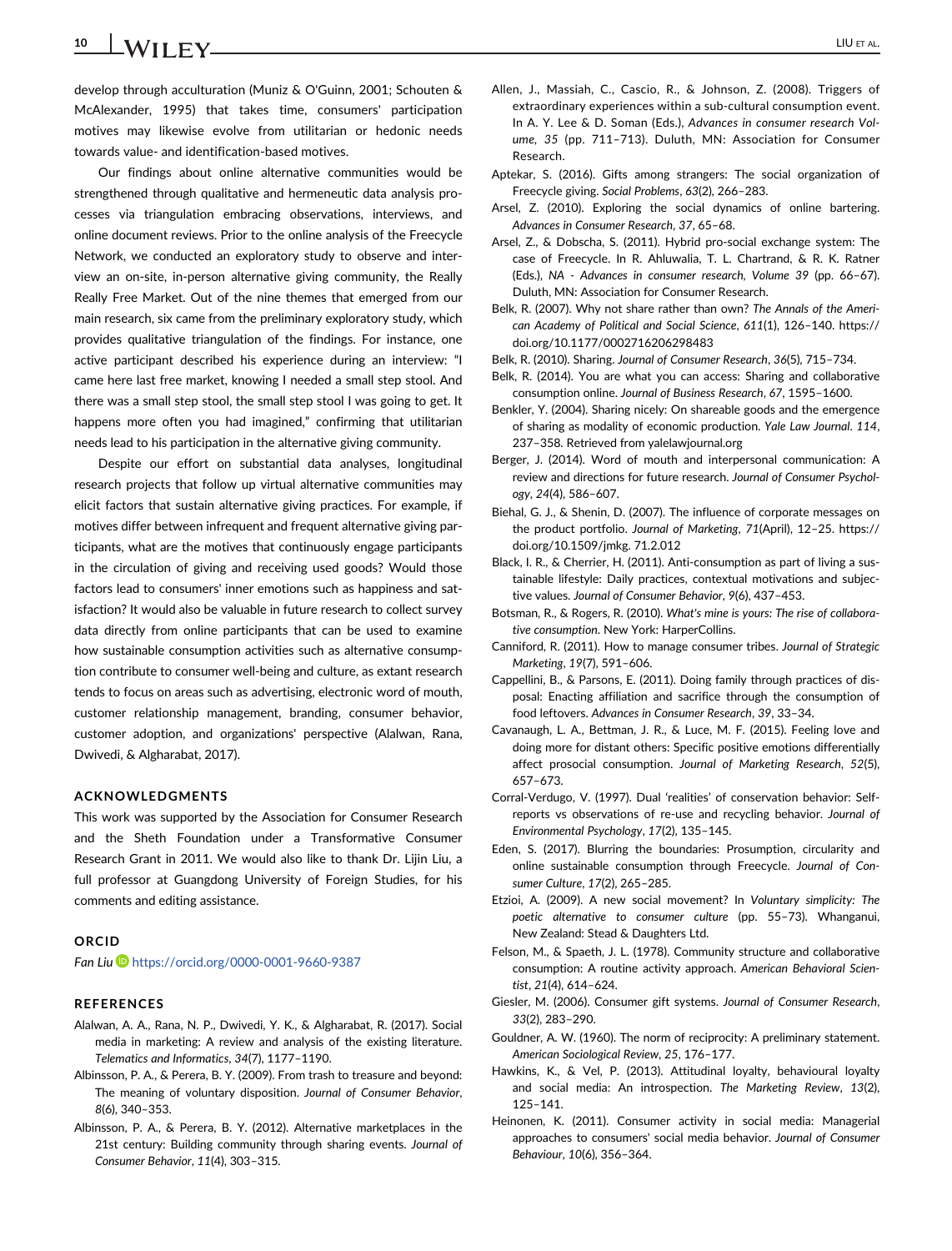develop through acculturation (Muniz & O'Guinn, 2001; Schouten & McAlexander, 1995) that takes time, consumers' participation motives may likewise evolve from utilitarian or hedonic needs towards value- and identification-based motives.

Our findings about online alternative communities would be strengthened through qualitative and hermeneutic data analysis processes via triangulation embracing observations, interviews, and online document reviews. Prior to the online analysis of the Freecycle Network, we conducted an exploratory study to observe and interview an on-site, in-person alternative giving community, the Really Really Free Market. Out of the nine themes that emerged from our main research, six came from the preliminary exploratory study, which provides qualitative triangulation of the findings. For instance, one active participant described his experience during an interview: "I came here last free market, knowing I needed a small step stool. And there was a small step stool, the small step stool I was going to get. It happens more often you had imagined," confirming that utilitarian needs lead to his participation in the alternative giving community.

Despite our effort on substantial data analyses, longitudinal research projects that follow up virtual alternative communities may elicit factors that sustain alternative giving practices. For example, if motives differ between infrequent and frequent alternative giving participants, what are the motives that continuously engage participants in the circulation of giving and receiving used goods? Would those factors lead to consumers' inner emotions such as happiness and satisfaction? It would also be valuable in future research to collect survey data directly from online participants that can be used to examine how sustainable consumption activities such as alternative consumption contribute to consumer well-being and culture, as extant research tends to focus on areas such as advertising, electronic word of mouth, customer relationship management, branding, consumer behavior, customer adoption, and organizations' perspective (Alalwan, Rana, Dwivedi, & Algharabat, 2017).

## ACKNOWLEDGMENTS

This work was supported by the Association for Consumer Research and the Sheth Foundation under a Transformative Consumer Research Grant in 2011. We would also like to thank Dr. Lijin Liu, a full professor at Guangdong University of Foreign Studies, for his comments and editing assistance.

## ORCID

*Fan Liu* https://orcid.org/0000-0001-9660-9387

## REFERENCES

Alalwan, A. A., Rana, N. P., Dwivedi, Y. K., & Algharabat, R. (2017). Social media in marketing: A review and analysis of the existing literature. *Telematics and Informatics*, *34*(7), 1177–1190.

Albinsson, P. A., & Perera, B. Y. (2009). From trash to treasure and beyond: The meaning of voluntary disposition. *Journal of Consumer Behavior*, *8*(6), 340–353.

Albinsson, P. A., & Perera, B. Y. (2012). Alternative marketplaces in the 21st century: Building community through sharing events. *Journal of Consumer Behavior*, *11*(4), 303–315.

Allen, J., Massiah, C., Cascio, R., & Johnson, Z. (2008). Triggers of extraordinary experiences within a sub-cultural consumption event. In A. Y. Lee & D. Soman (Eds.), *Advances in consumer research Volume, 35* (pp. 711–713). Duluth, MN: Association for Consumer Research.

Aptekar, S. (2016). Gifts among strangers: The social organization of Freecycle giving. *Social Problems*, *63*(2), 266–283.

Arsel, Z. (2010). Exploring the social dynamics of online bartering. *Advances in Consumer Research*, *37*, 65–68.

Arsel, Z., & Dobscha, S. (2011). Hybrid pro-social exchange system: The case of Freecycle. In R. Ahluwalia, T. L. Chartrand, & R. K. Ratner (Eds.), *NA - Advances in consumer research, Volume 39* (pp. 66–67). Duluth, MN: Association for Consumer Research.

Belk, R. (2007). Why not share rather than own? *The Annals of the American Academy of Political and Social Science*, *611*(1), 126–140. https://doi.org/10.1177/0002716206298483

Belk, R. (2010). Sharing. *Journal of Consumer Research*, *36*(5), 715–734.

Belk, R. (2014). You are what you can access: Sharing and collaborative consumption online. *Journal of Business Research*, *67*, 1595–1600.

Benkler, Y. (2004). Sharing nicely: On shareable goods and the emergence of sharing as modality of economic production. *Yale Law Journal*. *114*, 237–358. Retrieved from yalelawjournal.org

Berger, J. (2014). Word of mouth and interpersonal communication: A review and directions for future research. *Journal of Consumer Psychology*, *24*(4), 586–607.

Biehal, G. J., & Shenin, D. (2007). The influence of corporate messages on the product portfolio. *Journal of Marketing*, *71*(April), 12–25. https://doi.org/10.1509/jmkg. 71.2.012

Black, I. R., & Cherrier, H. (2011). Anti-consumption as part of living a sustainable lifestyle: Daily practices, contextual motivations and subjective values. *Journal of Consumer Behavior*, *9*(6), 437–453.

Botsman, R., & Rogers, R. (2010). *What's mine is yours: The rise of collaborative consumption*. New York: HarperCollins.

Canniford, R. (2011). How to manage consumer tribes. *Journal of Strategic Marketing*, *19*(7), 591–606.

Cappellini, B., & Parsons, E. (2011). Doing family through practices of disposal: Enacting affiliation and sacrifice through the consumption of food leftovers. *Advances in Consumer Research*, *39*, 33–34.

Cavanaugh, L. A., Bettman, J. R., & Luce, M. F. (2015). Feeling love and doing more for distant others: Specific positive emotions differentially affect prosocial consumption. *Journal of Marketing Research*, *52*(5), 657–673.

Corral-Verdugo, V. (1997). Dual 'realities' of conservation behavior: Self-reports vs observations of re-use and recycling behavior. *Journal of Environmental Psychology*, *17*(2), 135–145.

Eden, S. (2017). Blurring the boundaries: Prosumption, circularity and online sustainable consumption through Freecycle. *Journal of Consumer Culture*, *17*(2), 265–285.

Etzioi, A. (2009). A new social movement? In *Voluntary simplicity: The poetic alternative to consumer culture* (pp. 55–73). Whanganui, New Zealand: Stead & Daughters Ltd.

Felson, M., & Spaeth, J. L. (1978). Community structure and collaborative consumption: A routine activity approach. *American Behavioral Scientist*, *21*(4), 614–624.

Giesler, M. (2006). Consumer gift systems. *Journal of Consumer Research*, *33*(2), 283–290.

Gouldner, A. W. (1960). The norm of reciprocity: A preliminary statement. *American Sociological Review*, *25*, 176–177.

Hawkins, K., & Vel, P. (2013). Attitudinal loyalty, behavioural loyalty and social media: An introspection. *The Marketing Review*, *13*(2), 125–141.

Heinonen, K. (2011). Consumer activity in social media: Managerial approaches to consumers' social media behavior. *Journal of Consumer Behaviour*, *10*(6), 356–364.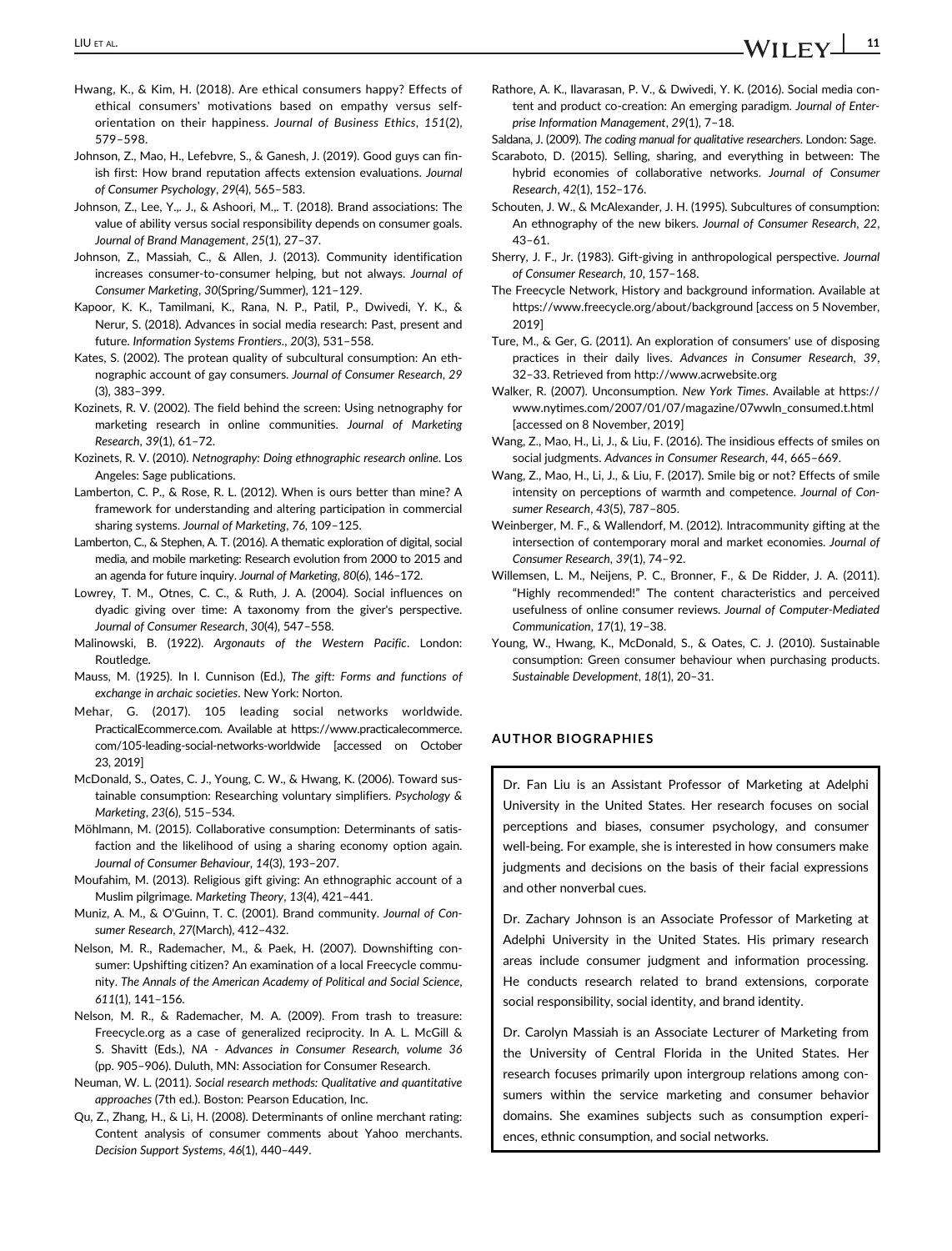Hwang, K., & Kim, H. (2018). Are ethical consumers happy? Effects of ethical consumers' motivations based on empathy versus self-orientation on their happiness. *Journal of Business Ethics*, *151*(2), 579–598.

Johnson, Z., Mao, H., Lefebvre, S., & Ganesh, J. (2019). Good guys can finish first: How brand reputation affects extension evaluations. *Journal of Consumer Psychology*, *29*(4), 565–583.

Johnson, Z., Lee, Y.,. J., & Ashoori, M.,. T. (2018). Brand associations: The value of ability versus social responsibility depends on consumer goals. *Journal of Brand Management*, *25*(1), 27–37.

Johnson, Z., Massiah, C., & Allen, J. (2013). Community identification increases consumer-to-consumer helping, but not always. *Journal of Consumer Marketing*, *30*(Spring/Summer), 121–129.

Kapoor, K. K., Tamilmani, K., Rana, N. P., Patil, P., Dwivedi, Y. K., & Nerur, S. (2018). Advances in social media research: Past, present and future. *Information Systems Frontiers.*, *20*(3), 531–558.

Kates, S. (2002). The protean quality of subcultural consumption: An ethnographic account of gay consumers. *Journal of Consumer Research*, *29* (3), 383–399.

Kozinets, R. V. (2002). The field behind the screen: Using netnography for marketing research in online communities. *Journal of Marketing Research*, *39*(1), 61–72.

Kozinets, R. V. (2010). *Netnography: Doing ethnographic research online*. Los Angeles: Sage publications.

Lamberton, C. P., & Rose, R. L. (2012). When is ours better than mine? A framework for understanding and altering participation in commercial sharing systems. *Journal of Marketing*, *76*, 109–125.

Lamberton, C., & Stephen, A. T. (2016). A thematic exploration of digital, social media, and mobile marketing: Research evolution from 2000 to 2015 and an agenda for future inquiry. *Journal of Marketing*, *80*(6), 146–172.

Lowrey, T. M., Otnes, C. C., & Ruth, J. A. (2004). Social influences on dyadic giving over time: A taxonomy from the giver's perspective. *Journal of Consumer Research*, *30*(4), 547–558.

Malinowski, B. (1922). *Argonauts of the Western Pacific*. London: Routledge.

Mauss, M. (1925). In I. Cunnison (Ed.), *The gift: Forms and functions of exchange in archaic societies*. New York: Norton.

Mehar, G. (2017). 105 leading social networks worldwide. PracticalEcommerce.com. Available at https://www.practicalecommerce.com/105-leading-social-networks-worldwide [accessed on October 23, 2019]

McDonald, S., Oates, C. J., Young, C. W., & Hwang, K. (2006). Toward sustainable consumption: Researching voluntary simplifiers. *Psychology & Marketing*, *23*(6), 515–534.

Möhlmann, M. (2015). Collaborative consumption: Determinants of satisfaction and the likelihood of using a sharing economy option again. *Journal of Consumer Behaviour*, *14*(3), 193–207.

Moufahim, M. (2013). Religious gift giving: An ethnographic account of a Muslim pilgrimage. *Marketing Theory*, *13*(4), 421–441.

Muniz, A. M., & O'Guinn, T. C. (2001). Brand community. *Journal of Consumer Research*, *27*(March), 412–432.

Nelson, M. R., Rademacher, M., & Paek, H. (2007). Downshifting consumer: Upshifting citizen? An examination of a local Freecycle community. *The Annals of the American Academy of Political and Social Science*, *611*(1), 141–156.

Nelson, M. R., & Rademacher, M. A. (2009). From trash to treasure: Freecycle.org as a case of generalized reciprocity. In A. L. McGill & S. Shavitt (Eds.), *NA - Advances in Consumer Research, volume 36* (pp. 905–906). Duluth, MN: Association for Consumer Research.

Neuman, W. L. (2011). *Social research methods: Qualitative and quantitative approaches* (7th ed.). Boston: Pearson Education, Inc.

Qu, Z., Zhang, H., & Li, H. (2008). Determinants of online merchant rating: Content analysis of consumer comments about Yahoo merchants. *Decision Support Systems*, *46*(1), 440–449.

Rathore, A. K., Ilavarasan, P. V., & Dwivedi, Y. K. (2016). Social media content and product co-creation: An emerging paradigm. *Journal of Enterprise Information Management*, *29*(1), 7–18.

Saldana, J. (2009). *The coding manual for qualitative researchers*. London: Sage.

Scaraboto, D. (2015). Selling, sharing, and everything in between: The hybrid economies of collaborative networks. *Journal of Consumer Research*, *42*(1), 152–176.

Schouten, J. W., & McAlexander, J. H. (1995). Subcultures of consumption: An ethnography of the new bikers. *Journal of Consumer Research*, *22*, 43–61.

Sherry, J. F., Jr. (1983). Gift-giving in anthropological perspective. *Journal of Consumer Research*, *10*, 157–168.

The Freecycle Network, History and background information. Available at https://www.freecycle.org/about/background [access on 5 November, 2019]

Ture, M., & Ger, G. (2011). An exploration of consumers' use of disposing practices in their daily lives. *Advances in Consumer Research*, *39*, 32–33. Retrieved from http://www.acrwebsite.org

Walker, R. (2007). Unconsumption. *New York Times*. Available at https://www.nytimes.com/2007/01/07/magazine/07wwln_consumed.t.html [accessed on 8 November, 2019]

Wang, Z., Mao, H., Li, J., & Liu, F. (2016). The insidious effects of smiles on social judgments. *Advances in Consumer Research*, *44*, 665–669.

Wang, Z., Mao, H., Li, J., & Liu, F. (2017). Smile big or not? Effects of smile intensity on perceptions of warmth and competence. *Journal of Consumer Research*, *43*(5), 787–805.

Weinberger, M. F., & Wallendorf, M. (2012). Intracommunity gifting at the intersection of contemporary moral and market economies. *Journal of Consumer Research*, *39*(1), 74–92.

Willemsen, L. M., Neijens, P. C., Bronner, F., & De Ridder, J. A. (2011). "Highly recommended!" The content characteristics and perceived usefulness of online consumer reviews. *Journal of Computer-Mediated Communication*, *17*(1), 19–38.

Young, W., Hwang, K., McDonald, S., & Oates, C. J. (2010). Sustainable consumption: Green consumer behaviour when purchasing products. *Sustainable Development*, *18*(1), 20–31.

## AUTHOR BIOGRAPHIES

Dr. Fan Liu is an Assistant Professor of Marketing at Adelphi University in the United States. Her research focuses on social perceptions and biases, consumer psychology, and consumer well-being. For example, she is interested in how consumers make judgments and decisions on the basis of their facial expressions and other nonverbal cues.

Dr. Zachary Johnson is an Associate Professor of Marketing at Adelphi University in the United States. His primary research areas include consumer judgment and information processing. He conducts research related to brand extensions, corporate social responsibility, social identity, and brand identity.

Dr. Carolyn Massiah is an Associate Lecturer of Marketing from the University of Central Florida in the United States. Her research focuses primarily upon intergroup relations among consumers within the service marketing and consumer behavior domains. She examines subjects such as consumption experiences, ethnic consumption, and social networks.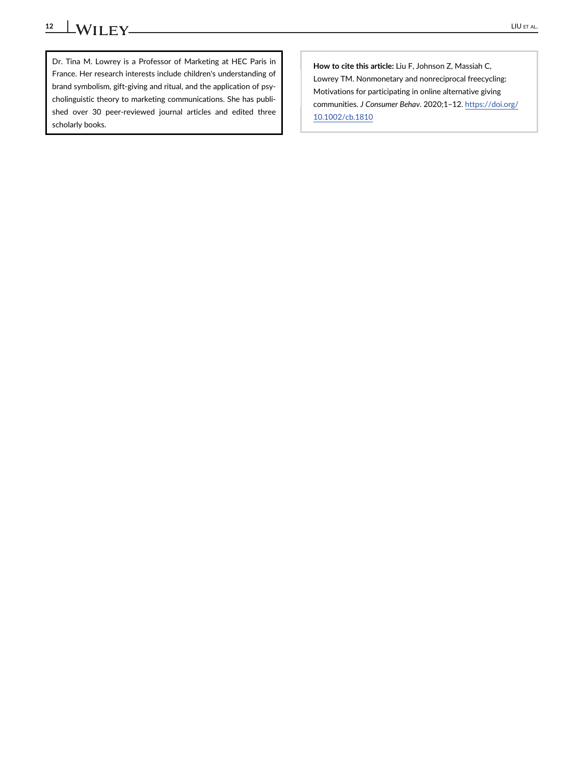Dr. Tina M. Lowrey is a Professor of Marketing at HEC Paris in France. Her research interests include children's understanding of brand symbolism, gift-giving and ritual, and the application of psycholinguistic theory to marketing communications. She has published over 30 peer-reviewed journal articles and edited three scholarly books.

**How to cite this article:** Liu F, Johnson Z, Massiah C, Lowrey TM. Nonmonetary and nonreciprocal freecycling: Motivations for participating in online alternative giving communities. *J Consumer Behav*. 2020;1–12. https://doi.org/10.1002/cb.1810